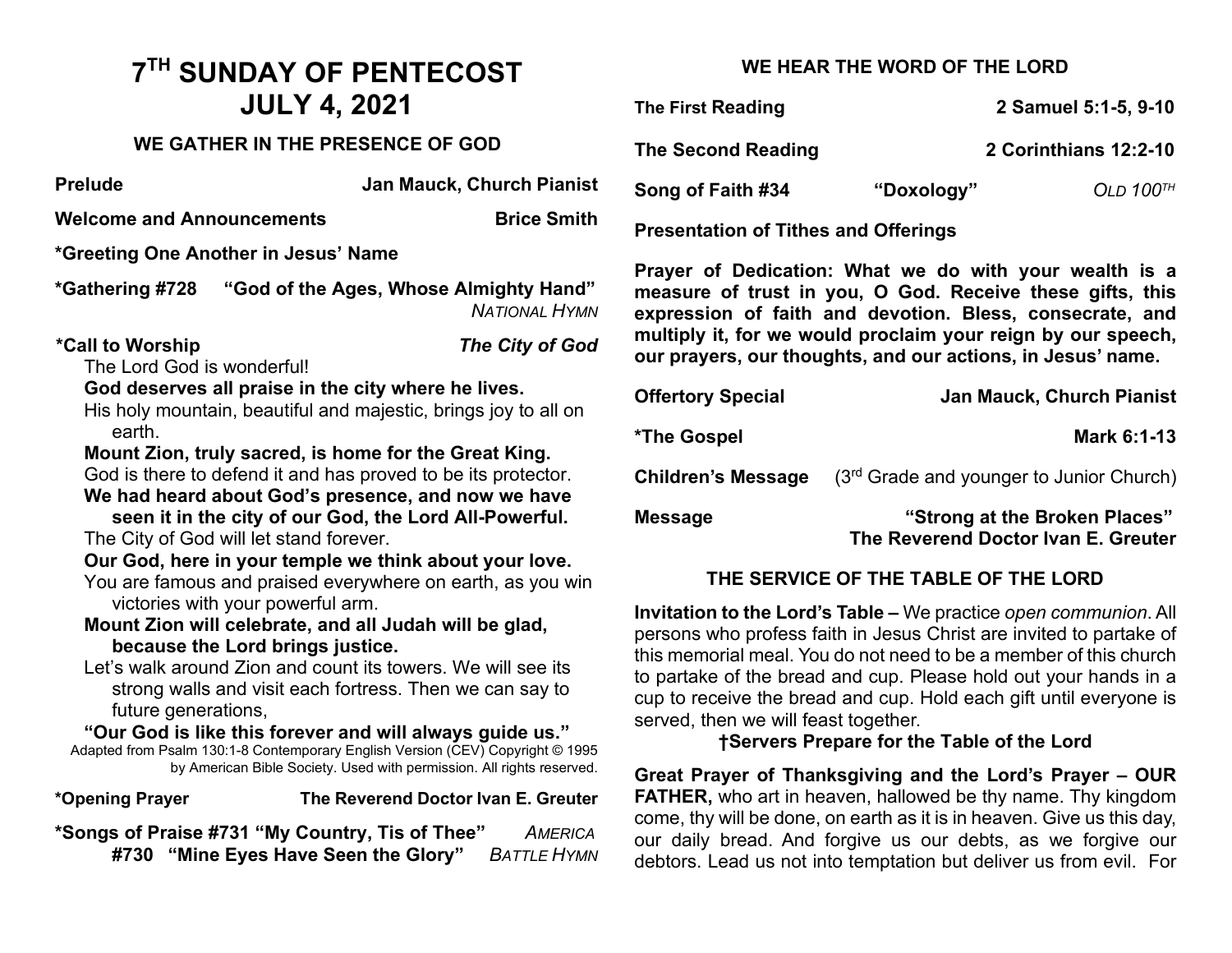# 7[TH] SUNDAY OF PENTECOST
# JULY 4, 2021

## WE GATHER IN THE PRESENCE OF GOD

**Prelude** — **Jan Mauck, Church Pianist**

**Welcome and Announcements** — **Brice Smith**

**\*Greeting One Another in Jesus' Name**

**\*Gathering #728 "God of the Ages, Whose Almighty Hand"** *NATIONAL HYMN*

**\*Call to Worship** — ***The City of God***

The Lord God is wonderful!

**God deserves all praise in the city where he lives.**

His holy mountain, beautiful and majestic, brings joy to all on earth.

**Mount Zion, truly sacred, is home for the Great King.**

God is there to defend it and has proved to be its protector.

**We had heard about God's presence, and now we have seen it in the city of our God, the Lord All-Powerful.**

The City of God will let stand forever.

**Our God, here in your temple we think about your love.**

You are famous and praised everywhere on earth, as you win victories with your powerful arm.

**Mount Zion will celebrate, and all Judah will be glad, because the Lord brings justice.**

Let's walk around Zion and count its towers. We will see its strong walls and visit each fortress. Then we can say to future generations,

**"Our God is like this forever and will always guide us."**

Adapted from Psalm 130:1-8 Contemporary English Version (CEV) Copyright © 1995 by American Bible Society. Used with permission. All rights reserved.

**\*Opening Prayer** — **The Reverend Doctor Ivan E. Greuter**

**\*Songs of Praise #731 "My Country, Tis of Thee"** *AMERICA*
**#730 "Mine Eyes Have Seen the Glory"** *BATTLE HYMN*

## WE HEAR THE WORD OF THE LORD

**The First Reading** — **2 Samuel 5:1-5, 9-10**

**The Second Reading** — **2 Corinthians 12:2-10**

**Song of Faith #34 "Doxology"** *OLD 100TH*

**Presentation of Tithes and Offerings**

**Prayer of Dedication: What we do with your wealth is a measure of trust in you, O God. Receive these gifts, this expression of faith and devotion. Bless, consecrate, and multiply it, for we would proclaim your reign by our speech, our prayers, our thoughts, and our actions, in Jesus' name.**

**Offertory Special** — **Jan Mauck, Church Pianist**

**\*The Gospel** — **Mark 6:1-13**

**Children's Message** (3rd Grade and younger to Junior Church)

**Message** — **"Strong at the Broken Places"**
**The Reverend Doctor Ivan E. Greuter**

## THE SERVICE OF THE TABLE OF THE LORD

**Invitation to the Lord's Table –** We practice *open communion*. All persons who profess faith in Jesus Christ are invited to partake of this memorial meal. You do not need to be a member of this church to partake of the bread and cup. Please hold out your hands in a cup to receive the bread and cup. Hold each gift until everyone is served, then we will feast together.

**†Servers Prepare for the Table of the Lord**

**Great Prayer of Thanksgiving and the Lord's Prayer – OUR FATHER,** who art in heaven, hallowed be thy name. Thy kingdom come, thy will be done, on earth as it is in heaven. Give us this day, our daily bread. And forgive us our debts, as we forgive our debtors. Lead us not into temptation but deliver us from evil. For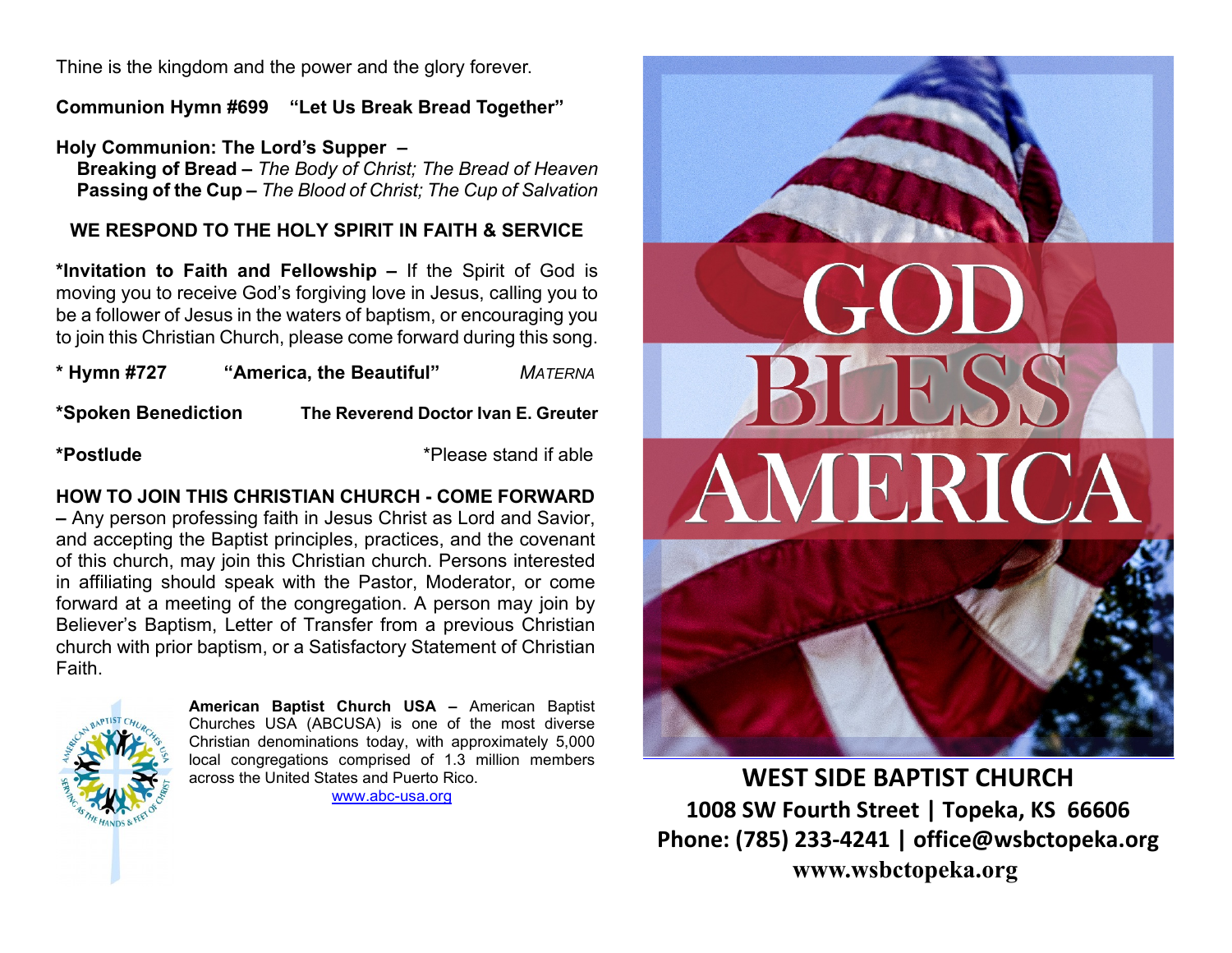Thine is the kingdom and the power and the glory forever.

**Communion Hymn #699 "Let Us Break Bread Together"**

**Holy Communion: The Lord's Supper –**

**Breaking of Bread –** *The Body of Christ; The Bread of Heaven*

**Passing of the Cup –** *The Blood of Christ; The Cup of Salvation*

## WE RESPOND TO THE HOLY SPIRIT IN FAITH & SERVICE

**\*Invitation to Faith and Fellowship –** If the Spirit of God is moving you to receive God's forgiving love in Jesus, calling you to be a follower of Jesus in the waters of baptism, or encouraging you to join this Christian Church, please come forward during this song.

**\* Hymn #727 "America, the Beautiful"** *MATERNA*

**\*Spoken Benediction** **The Reverend Doctor Ivan E. Greuter**

**\*Postlude** \*Please stand if able

**HOW TO JOIN THIS CHRISTIAN CHURCH - COME FORWARD –** Any person professing faith in Jesus Christ as Lord and Savior, and accepting the Baptist principles, practices, and the covenant of this church, may join this Christian church. Persons interested in affiliating should speak with the Pastor, Moderator, or come forward at a meeting of the congregation. A person may join by Believer's Baptism, Letter of Transfer from a previous Christian church with prior baptism, or a Satisfactory Statement of Christian Faith.

**American Baptist Church USA –** American Baptist Churches USA (ABCUSA) is one of the most diverse Christian denominations today, with approximately 5,000 local congregations comprised of 1.3 million members across the United States and Puerto Rico.
www.abc-usa.org

GOD BLESS AMERICA

**WEST SIDE BAPTIST CHURCH**
**1008 SW Fourth Street | Topeka, KS 66606**
**Phone: (785) 233-4241 | office@wsbctopeka.org**
**www.wsbctopeka.org**